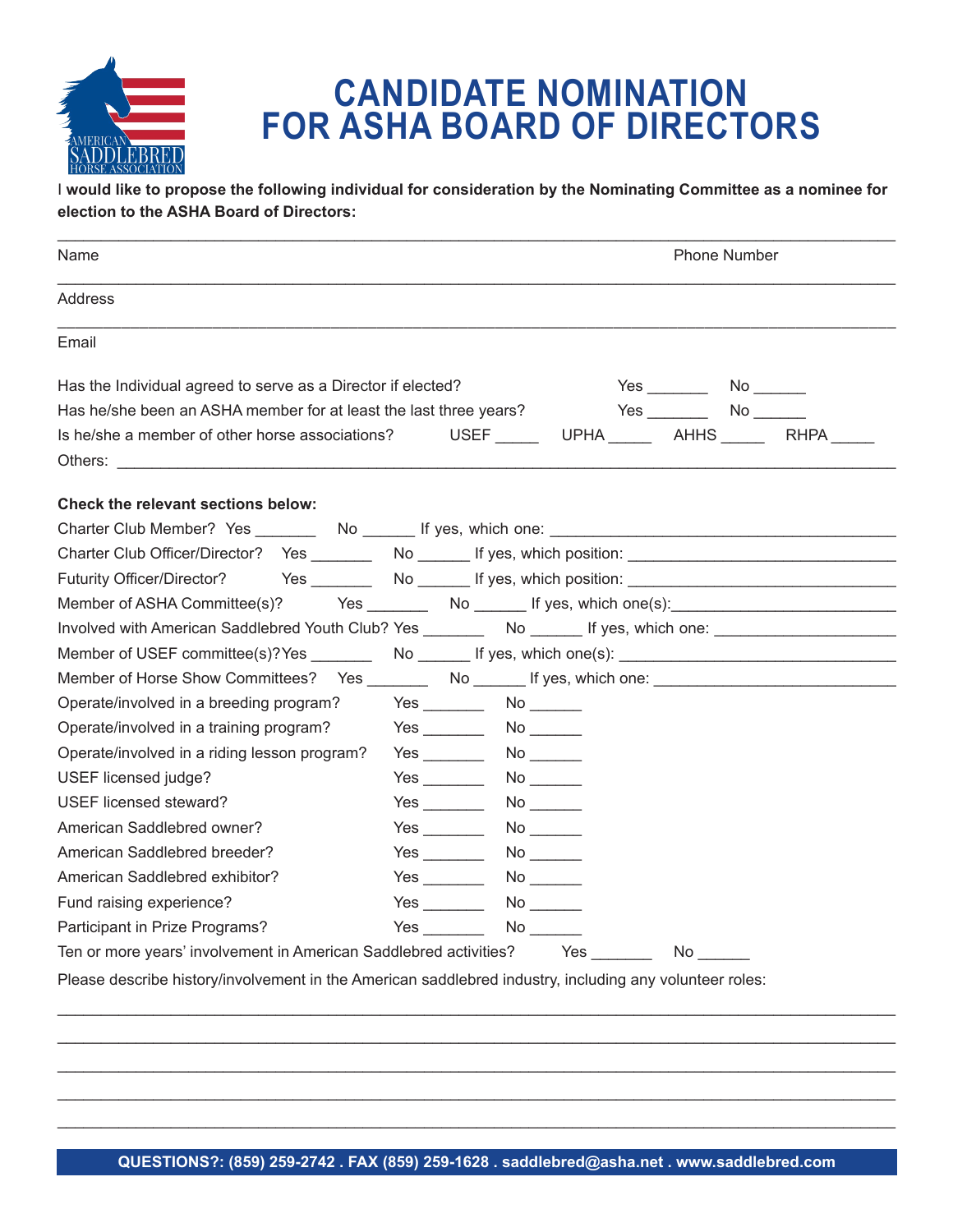# CANDIDATE NOMINATION FOR ASHA BOARD OF DIRECTORS

I **would like to propose the following individual for consideration by the Nominating Committee as a nominee for election to the ASHA Board of Directors:**

______________________________________________________________________

Name Phone Number

______________________________________________________________________

Address

______________________________________________________________________

Email

Has the Individual agreed to serve as a Director if elected? Yes _______ No ______

Has he/she been an ASHA member for at least the last three years? Yes _______ No ______

Is he/she a member of other horse associations? USEF _____ UPHA _____ AHHS _____ RHPA _____

Others: ______________________________________________________________________

**Check the relevant sections below:**

Charter Club Member? Yes _______ No ______ If yes, which one: ______________________________

Charter Club Officer/Director? Yes _______ No ______ If yes, which position: ______________________________

Futurity Officer/Director? Yes _______ No ______ If yes, which position: ______________________________

Member of ASHA Committee(s)? Yes _______ No ______ If yes, which one(s): ______________________________

Involved with American Saddlebred Youth Club? Yes _______ No ______ If yes, which one: ______________________________

Member of USEF committee(s)? Yes _______ No ______ If yes, which one(s): ______________________________

Member of Horse Show Committees? Yes _______ No ______ If yes, which one: ______________________________

Operate/involved in a breeding program? Yes _______ No ______

Operate/involved in a training program? Yes _______ No ______

Operate/involved in a riding lesson program? Yes _______ No ______

USEF licensed judge? Yes _______ No ______

USEF licensed steward? Yes _______ No ______

American Saddlebred owner? Yes _______ No ______

American Saddlebred breeder? Yes _______ No ______

American Saddlebred exhibitor? Yes _______ No ______

Fund raising experience? Yes _______ No ______

Participant in Prize Programs? Yes _______ No ______

Ten or more years' involvement in American Saddlebred activities? Yes _______ No ______

Please describe history/involvement in the American saddlebred industry, including any volunteer roles:

______________________________________________________________________

______________________________________________________________________

______________________________________________________________________

______________________________________________________________________

______________________________________________________________________

**QUESTIONS?: (859) 259-2742 . FAX (859) 259-1628 . saddlebred@asha.net . www.saddlebred.com**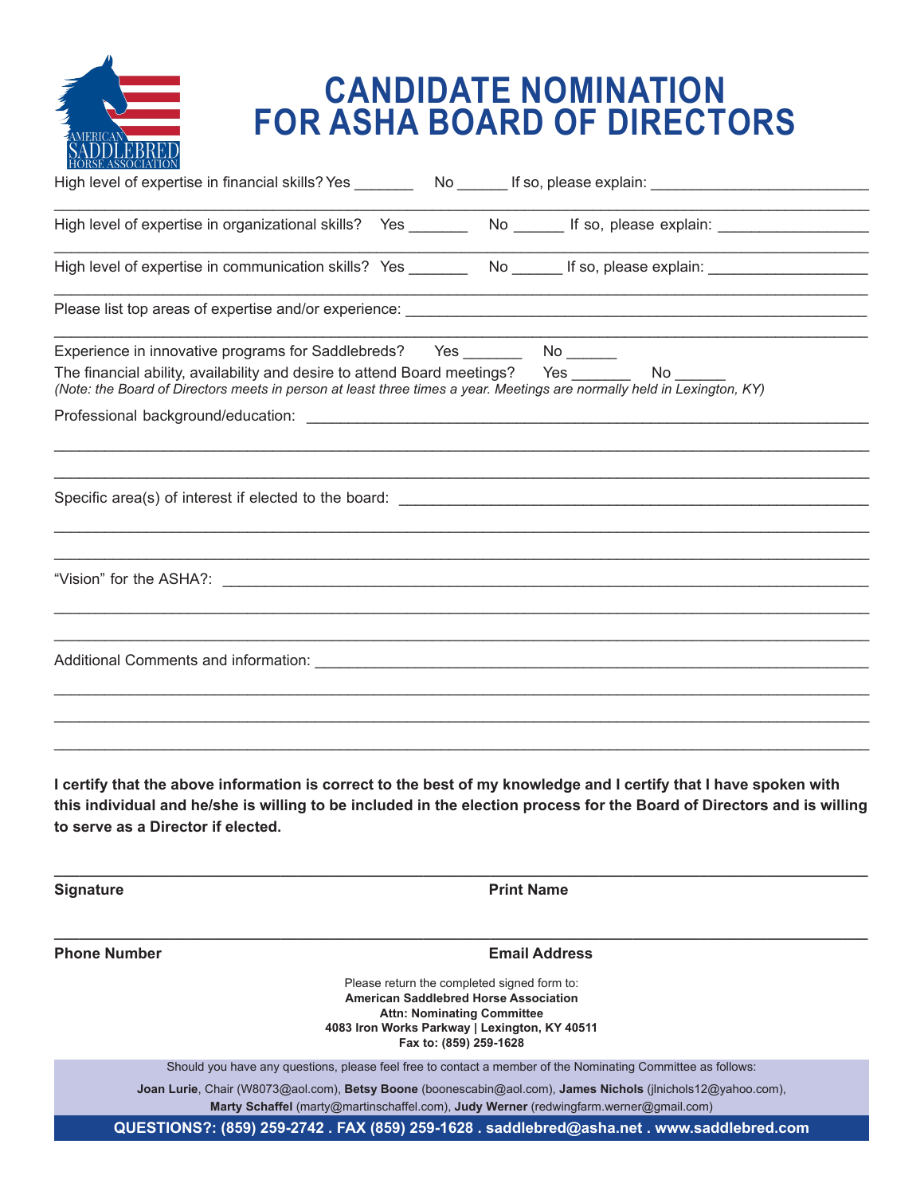# CANDIDATE NOMINATION FOR ASHA BOARD OF DIRECTORS

High level of expertise in financial skills? Yes _______ No ______ If so, please explain: ________________________

________________________________________________________________________________________

High level of expertise in organizational skills? Yes _______ No ______ If so, please explain: _________________

________________________________________________________________________________________

High level of expertise in communication skills? Yes _______ No ______ If so, please explain: __________________

________________________________________________________________________________________

Please list top areas of expertise and/or experience: ______________________________________________________

________________________________________________________________________________________

Experience in innovative programs for Saddlebreds? Yes _______ No ______

The financial ability, availability and desire to attend Board meetings? Yes _______ No ______

*(Note: the Board of Directors meets in person at least three times a year. Meetings are normally held in Lexington, KY)*

Professional background/education: ____________________________________________________________

________________________________________________________________________________________

________________________________________________________________________________________

Specific area(s) of interest if elected to the board: _______________________________________________________

________________________________________________________________________________________

________________________________________________________________________________________

“Vision” for the ASHA?: ___________________________________________________________________________

________________________________________________________________________________________

________________________________________________________________________________________

Additional Comments and information: ______________________________________________________________

________________________________________________________________________________________

________________________________________________________________________________________

________________________________________________________________________________________

**I certify that the above information is correct to the best of my knowledge and I certify that I have spoken with this individual and he/she is willing to be included in the election process for the Board of Directors and is willing to serve as a Director if elected.**

________________________________________________________________________________________

**Signature** **Print Name**

________________________________________________________________________________________

**Phone Number** **Email Address**

Please return the completed signed form to:
**American Saddlebred Horse Association**
**Attn: Nominating Committee**
**4083 Iron Works Parkway | Lexington, KY 40511**
**Fax to: (859) 259-1628**

Should you have any questions, please feel free to contact a member of the Nominating Committee as follows:

**Joan Lurie**, Chair (W8073@aol.com), **Betsy Boone** (boonescabin@aol.com), **James Nichols** (jlnichols12@yahoo.com), **Marty Schaffel** (marty@martinschaffel.com), **Judy Werner** (redwingfarm.werner@gmail.com)

**QUESTIONS?: (859) 259-2742 . FAX (859) 259-1628 . saddlebred@asha.net . www.saddlebred.com**